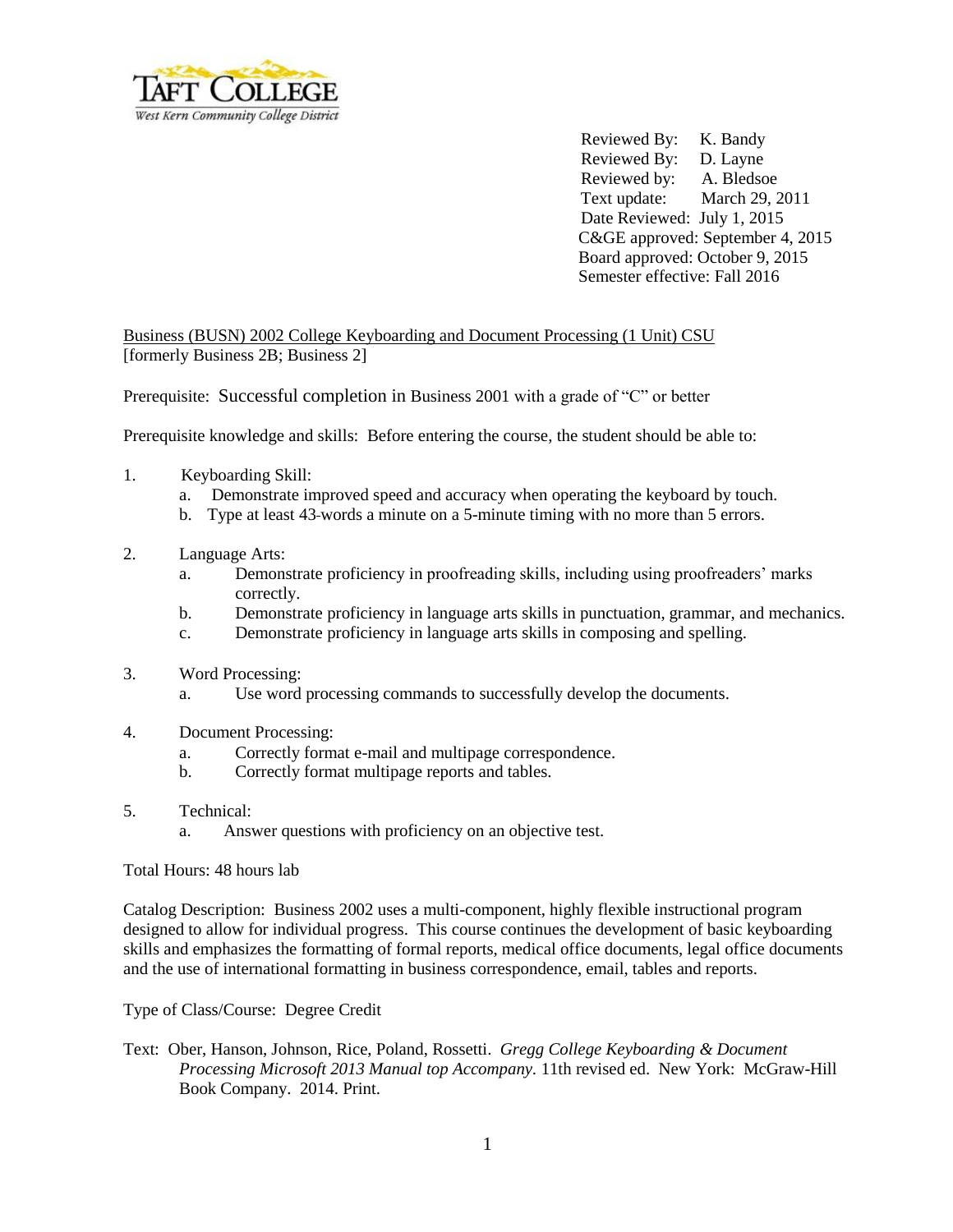TAFT COLLEGE
West Kern Community College District

Reviewed By: K. Bandy
Reviewed By: D. Layne
Reviewed by: A. Bledsoe
Text update: March 29, 2011
Date Reviewed: July 1, 2015
C&GE approved: September 4, 2015
Board approved: October 9, 2015
Semester effective: Fall 2016

Business (BUSN) 2002 College Keyboarding and Document Processing (1 Unit) CSU
[formerly Business 2B; Business 2]

Prerequisite: Successful completion in Business 2001 with a grade of "C" or better

Prerequisite knowledge and skills: Before entering the course, the student should be able to:

1. Keyboarding Skill:
   a. Demonstrate improved speed and accuracy when operating the keyboard by touch.
   b. Type at least 43-words a minute on a 5-minute timing with no more than 5 errors.

2. Language Arts:
   a. Demonstrate proficiency in proofreading skills, including using proofreaders' marks correctly.
   b. Demonstrate proficiency in language arts skills in punctuation, grammar, and mechanics.
   c. Demonstrate proficiency in language arts skills in composing and spelling.

3. Word Processing:
   a. Use word processing commands to successfully develop the documents.

4. Document Processing:
   a. Correctly format e-mail and multipage correspondence.
   b. Correctly format multipage reports and tables.

5. Technical:
   a. Answer questions with proficiency on an objective test.

Total Hours: 48 hours lab

Catalog Description: Business 2002 uses a multi-component, highly flexible instructional program designed to allow for individual progress. This course continues the development of basic keyboarding skills and emphasizes the formatting of formal reports, medical office documents, legal office documents and the use of international formatting in business correspondence, email, tables and reports.

Type of Class/Course: Degree Credit

Text: Ober, Hanson, Johnson, Rice, Poland, Rossetti. *Gregg College Keyboarding & Document Processing Microsoft 2013 Manual top Accompany*. 11th revised ed. New York: McGraw-Hill Book Company. 2014. Print.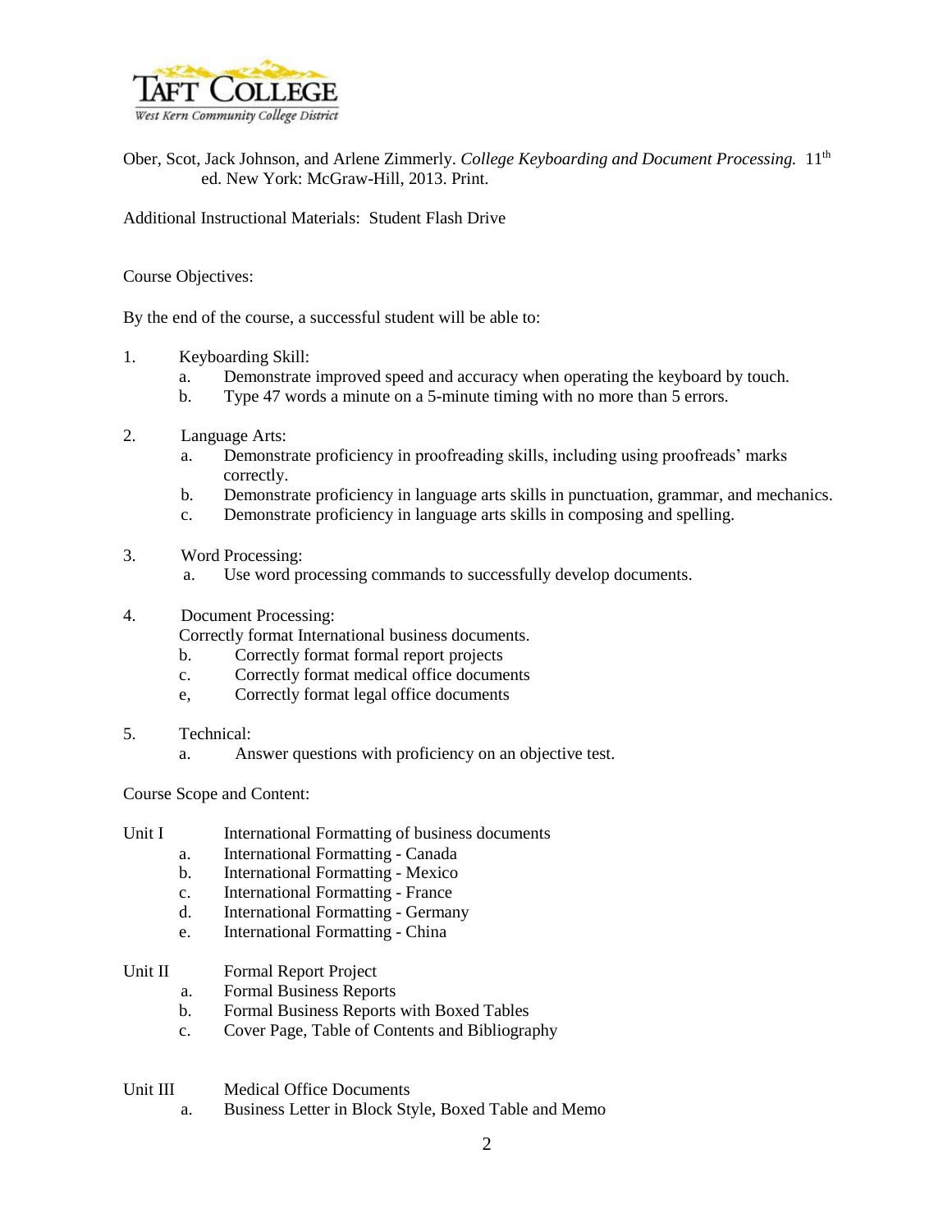Ober, Scot, Jack Johnson, and Arlene Zimmerly. *College Keyboarding and Document Processing.* 11th ed. New York: McGraw-Hill, 2013. Print.

Additional Instructional Materials: Student Flash Drive

Course Objectives:

By the end of the course, a successful student will be able to:

1. Keyboarding Skill:
   a. Demonstrate improved speed and accuracy when operating the keyboard by touch.
   b. Type 47 words a minute on a 5-minute timing with no more than 5 errors.

2. Language Arts:
   a. Demonstrate proficiency in proofreading skills, including using proofreads' marks correctly.
   b. Demonstrate proficiency in language arts skills in punctuation, grammar, and mechanics.
   c. Demonstrate proficiency in language arts skills in composing and spelling.

3. Word Processing:
   a. Use word processing commands to successfully develop documents.

4. Document Processing:
   Correctly format International business documents.
   b. Correctly format formal report projects
   c. Correctly format medical office documents
   e, Correctly format legal office documents

5. Technical:
   a. Answer questions with proficiency on an objective test.

Course Scope and Content:

Unit I International Formatting of business documents
   a. International Formatting - Canada
   b. International Formatting - Mexico
   c. International Formatting - France
   d. International Formatting - Germany
   e. International Formatting - China

Unit II Formal Report Project
   a. Formal Business Reports
   b. Formal Business Reports with Boxed Tables
   c. Cover Page, Table of Contents and Bibliography

Unit III Medical Office Documents
   a. Business Letter in Block Style, Boxed Table and Memo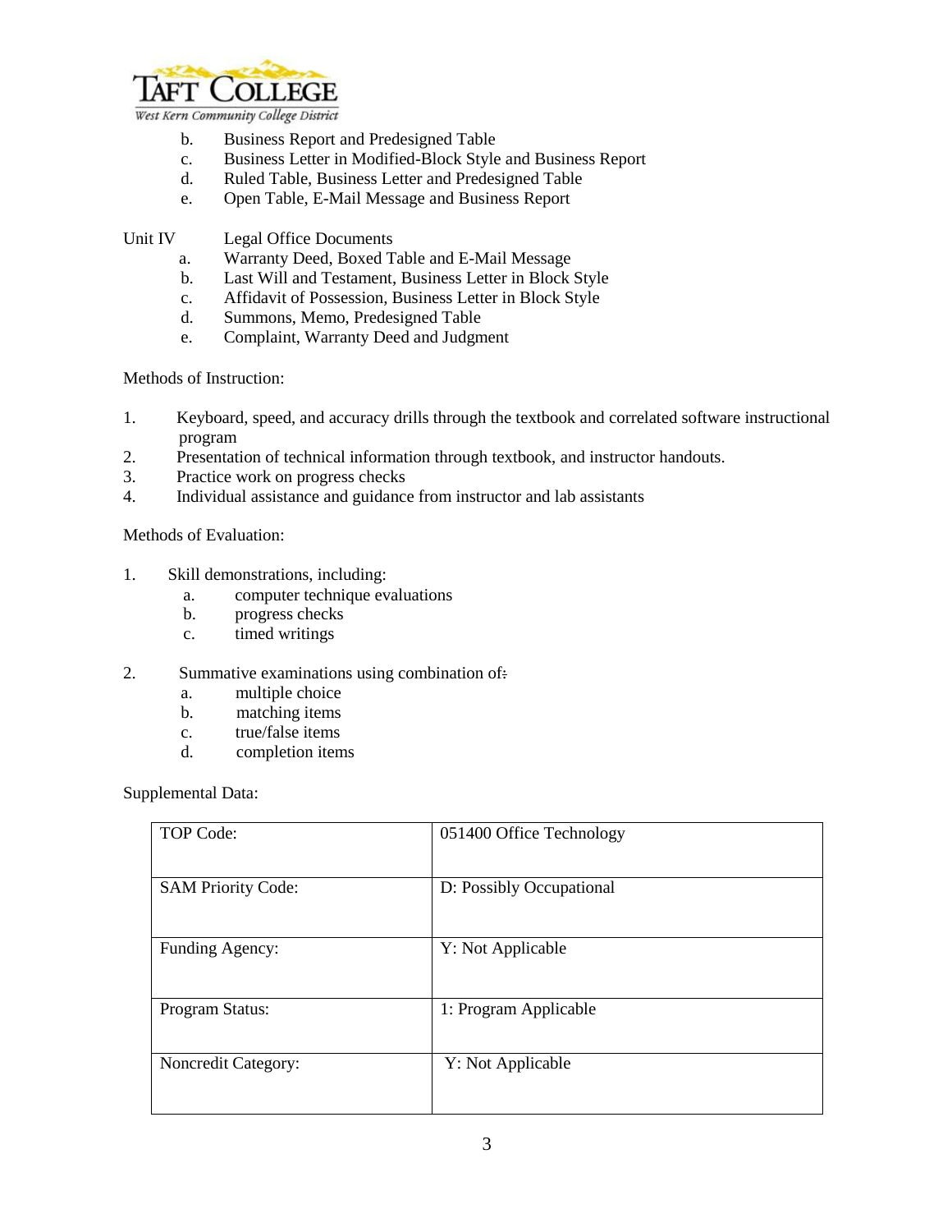b. Business Report and Predesigned Table
c. Business Letter in Modified-Block Style and Business Report
d. Ruled Table, Business Letter and Predesigned Table
e. Open Table, E-Mail Message and Business Report

Unit IV Legal Office Documents

a. Warranty Deed, Boxed Table and E-Mail Message
b. Last Will and Testament, Business Letter in Block Style
c. Affidavit of Possession, Business Letter in Block Style
d. Summons, Memo, Predesigned Table
e. Complaint, Warranty Deed and Judgment

Methods of Instruction:

1. Keyboard, speed, and accuracy drills through the textbook and correlated software instructional program
2. Presentation of technical information through textbook, and instructor handouts.
3. Practice work on progress checks
4. Individual assistance and guidance from instructor and lab assistants

Methods of Evaluation:

1. Skill demonstrations, including:
   a. computer technique evaluations
   b. progress checks
   c. timed writings

2. Summative examinations using combination of:
   a. multiple choice
   b. matching items
   c. true/false items
   d. completion items

Supplemental Data:

| | |
|---|---|
| TOP Code: | 051400 Office Technology |
| SAM Priority Code: | D: Possibly Occupational |
| Funding Agency: | Y: Not Applicable |
| Program Status: | 1: Program Applicable |
| Noncredit Category: | Y: Not Applicable |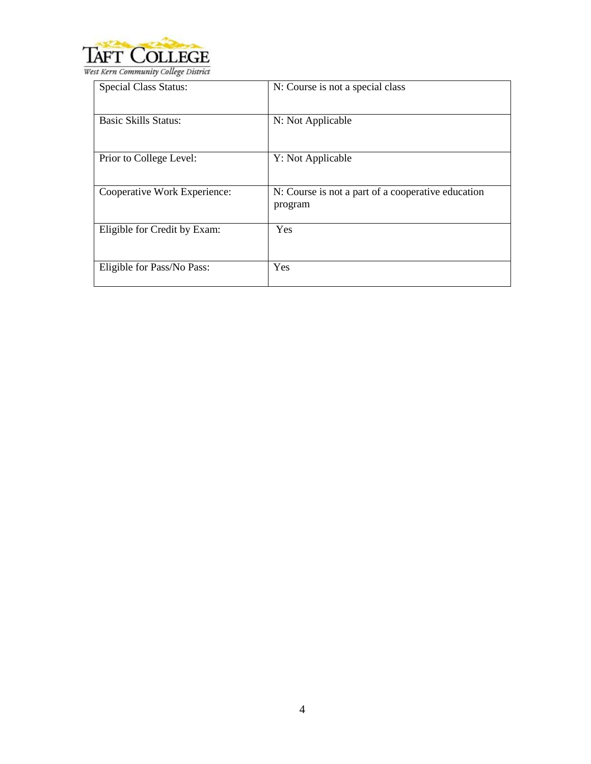| | |
|---|---|
| Special Class Status: | N: Course is not a special class |
| Basic Skills Status: | N: Not Applicable |
| Prior to College Level: | Y: Not Applicable |
| Cooperative Work Experience: | N: Course is not a part of a cooperative education program |
| Eligible for Credit by Exam: | Yes |
| Eligible for Pass/No Pass: | Yes |